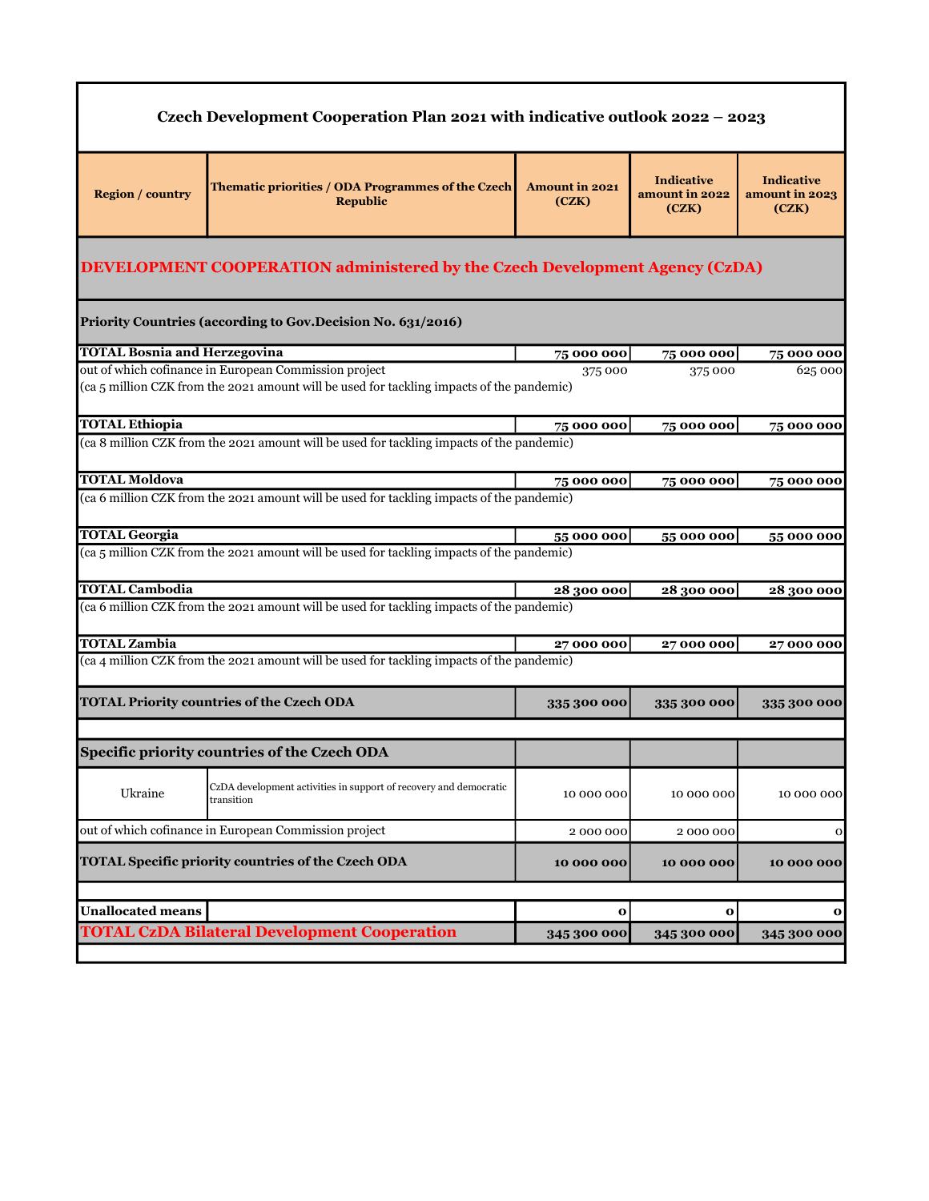# Czech Development Cooperation Plan 2021 with indicative outlook 2022 – 2023

| Region / country | Thematic priorities / ODA Programmes of the Czech Republic | Amount in 2021 (CZK) | Indicative amount in 2022 (CZK) | Indicative amount in 2023 (CZK) |
|---|---|---|---|---|
| **DEVELOPMENT COOPERATION administered by the Czech Development Agency (CzDA)** | | | | |
| **Priority Countries (according to Gov.Decision No. 631/2016)** | | | | |
| **TOTAL Bosnia and Herzegovina** | | **75 000 000** | **75 000 000** | **75 000 000** |
| out of which cofinance in European Commission project | | 375 000 | 375 000 | 625 000 |
| (ca 5 million CZK from the 2021 amount will be used for tackling impacts of the pandemic) | | | | |
| **TOTAL Ethiopia** | | **75 000 000** | **75 000 000** | **75 000 000** |
| (ca 8 million CZK from the 2021 amount will be used for tackling impacts of the pandemic) | | | | |
| **TOTAL Moldova** | | **75 000 000** | **75 000 000** | **75 000 000** |
| (ca 6 million CZK from the 2021 amount will be used for tackling impacts of the pandemic) | | | | |
| **TOTAL Georgia** | | **55 000 000** | **55 000 000** | **55 000 000** |
| (ca 5 million CZK from the 2021 amount will be used for tackling impacts of the pandemic) | | | | |
| **TOTAL Cambodia** | | **28 300 000** | **28 300 000** | **28 300 000** |
| (ca 6 million CZK from the 2021 amount will be used for tackling impacts of the pandemic) | | | | |
| **TOTAL Zambia** | | **27 000 000** | **27 000 000** | **27 000 000** |
| (ca 4 million CZK from the 2021 amount will be used for tackling impacts of the pandemic) | | | | |
| **TOTAL Priority countries of the Czech ODA** | | **335 300 000** | **335 300 000** | **335 300 000** |
| **Specific priority countries of the Czech ODA** | | | | |
| Ukraine | CzDA development activities in support of recovery and democratic transition | 10 000 000 | 10 000 000 | 10 000 000 |
| out of which cofinance in European Commission project | | 2 000 000 | 2 000 000 | 0 |
| **TOTAL Specific priority countries of the Czech ODA** | | **10 000 000** | **10 000 000** | **10 000 000** |
| **Unallocated means** | | **0** | **0** | **0** |
| **TOTAL CzDA Bilateral Development Cooperation** | | **345 300 000** | **345 300 000** | **345 300 000** |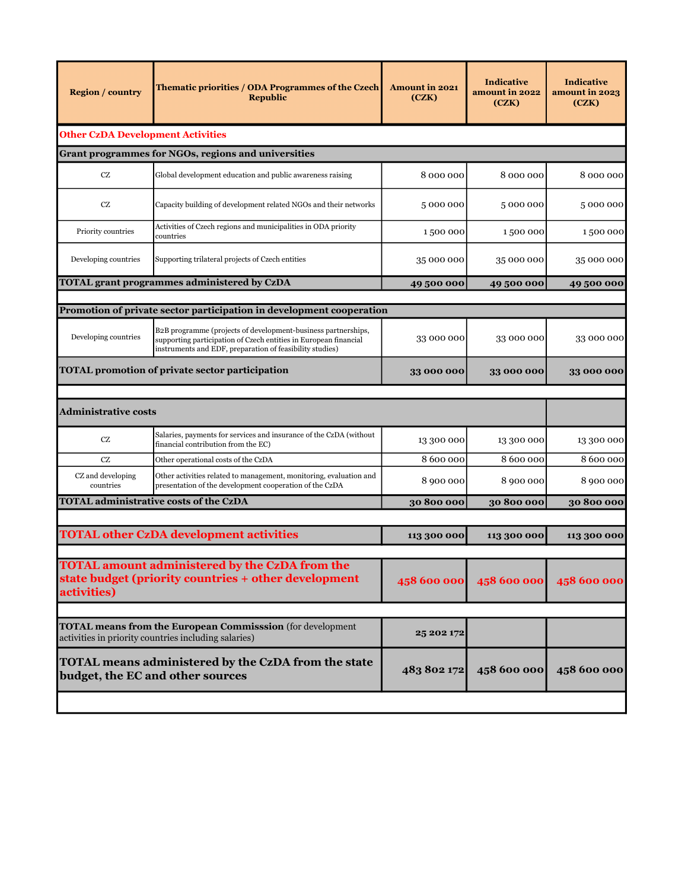| Region / country | Thematic priorities / ODA Programmes of the Czech Republic | Amount in 2021 (CZK) | Indicative amount in 2022 (CZK) | Indicative amount in 2023 (CZK) |
|---|---|---|---|---|
| **Other CzDA Development Activities** | | | | |
| **Grant programmes for NGOs, regions and universities** | | | | |
| CZ | Global development education and public awareness raising | 8 000 000 | 8 000 000 | 8 000 000 |
| CZ | Capacity building of development related NGOs and their networks | 5 000 000 | 5 000 000 | 5 000 000 |
| Priority countries | Activities of Czech regions and municipalities in ODA priority countries | 1 500 000 | 1 500 000 | 1 500 000 |
| Developing countries | Supporting trilateral projects of Czech entities | 35 000 000 | 35 000 000 | 35 000 000 |
| **TOTAL grant programmes administered by CzDA** | | **49 500 000** | **49 500 000** | **49 500 000** |
| | | | | |
| **Promotion of private sector participation in development cooperation** | | | | |
| Developing countries | B2B programme (projects of development-business partnerships, supporting participation of Czech entities in European financial instruments and EDF, preparation of feasibility studies) | 33 000 000 | 33 000 000 | 33 000 000 |
| **TOTAL promotion of private sector participation** | | **33 000 000** | **33 000 000** | **33 000 000** |
| | | | | |
| **Administrative costs** | | | | |
| CZ | Salaries, payments for services and insurance of the CzDA (without financial contribution from the EC) | 13 300 000 | 13 300 000 | 13 300 000 |
| CZ | Other operational costs of the CzDA | 8 600 000 | 8 600 000 | 8 600 000 |
| CZ and developing countries | Other activities related to management, monitoring, evaluation and presentation of the development cooperation of the CzDA | 8 900 000 | 8 900 000 | 8 900 000 |
| **TOTAL administrative costs of the CzDA** | | **30 800 000** | **30 800 000** | **30 800 000** |
| | | | | |
| **TOTAL other CzDA development activities** | | **113 300 000** | **113 300 000** | **113 300 000** |
| | | | | |
| **TOTAL amount administered by the CzDA from the state budget (priority countries + other development activities)** | | **458 600 000** | **458 600 000** | **458 600 000** |
| | | | | |
| **TOTAL means from the European Commisssion** (for development activities in priority countries including salaries) | | **25 202 172** | | |
| **TOTAL means administered by the CzDA from the state budget, the EC and other sources** | | **483 802 172** | **458 600 000** | **458 600 000** |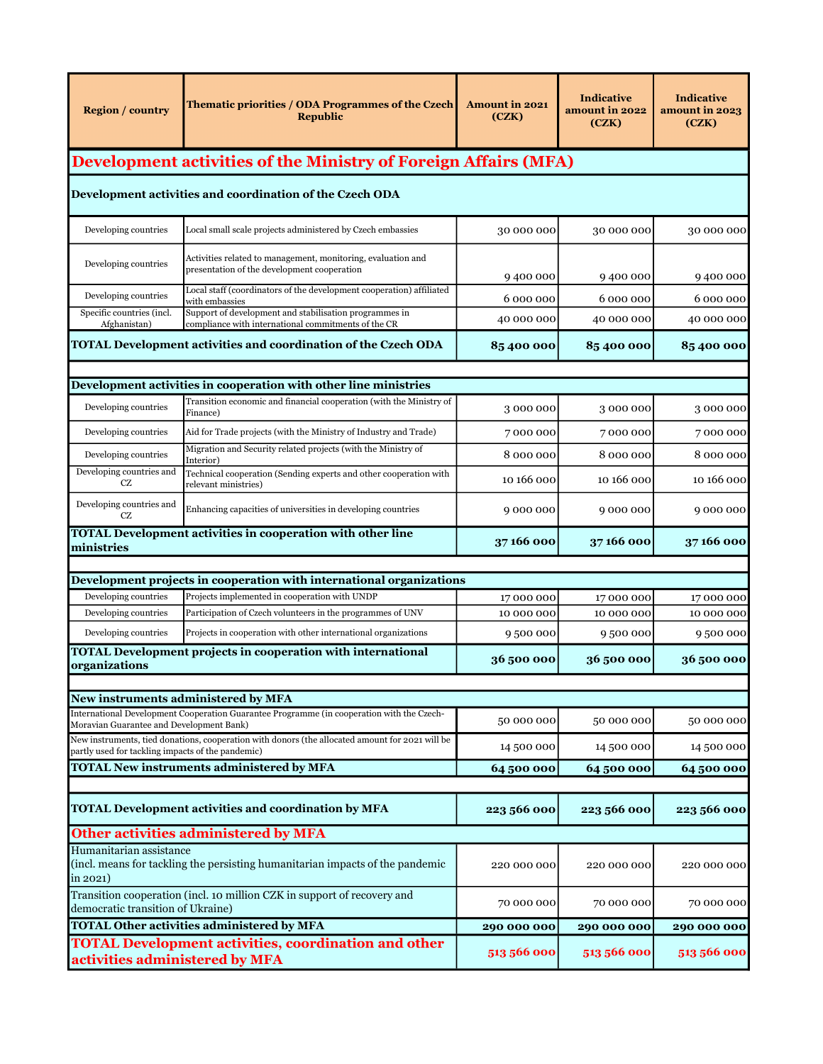| Region / country | Thematic priorities / ODA Programmes of the Czech Republic | Amount in 2021 (CZK) | Indicative amount in 2022 (CZK) | Indicative amount in 2023 (CZK) |
|---|---|---|---|---|
| **Development activities of the Ministry of Foreign Affairs (MFA)** | | | | |
| **Development activities and coordination of the Czech ODA** | | | | |
| Developing countries | Local small scale projects administered by Czech embassies | 30 000 000 | 30 000 000 | 30 000 000 |
| Developing countries | Activities related to management, monitoring, evaluation and presentation of the development cooperation | 9 400 000 | 9 400 000 | 9 400 000 |
| Developing countries | Local staff (coordinators of the development cooperation) affiliated with embassies | 6 000 000 | 6 000 000 | 6 000 000 |
| Specific countries (incl. Afghanistan) | Support of development and stabilisation programmes in compliance with international commitments of the CR | 40 000 000 | 40 000 000 | 40 000 000 |
| **TOTAL Development activities and coordination of the Czech ODA** | | **85 400 000** | **85 400 000** | **85 400 000** |
| **Development activities in cooperation with other line ministries** | | | | |
| Developing countries | Transition economic and financial cooperation (with the Ministry of Finance) | 3 000 000 | 3 000 000 | 3 000 000 |
| Developing countries | Aid for Trade projects (with the Ministry of Industry and Trade) | 7 000 000 | 7 000 000 | 7 000 000 |
| Developing countries | Migration and Security related projects (with the Ministry of Interior) | 8 000 000 | 8 000 000 | 8 000 000 |
| Developing countries and CZ | Technical cooperation (Sending experts and other cooperation with relevant ministries) | 10 166 000 | 10 166 000 | 10 166 000 |
| Developing countries and CZ | Enhancing capacities of universities in developing countries | 9 000 000 | 9 000 000 | 9 000 000 |
| **TOTAL Development activities in cooperation with other line ministries** | | **37 166 000** | **37 166 000** | **37 166 000** |
| **Development projects in cooperation with international organizations** | | | | |
| Developing countries | Projects implemented in cooperation with UNDP | 17 000 000 | 17 000 000 | 17 000 000 |
| Developing countries | Participation of Czech volunteers in the programmes of UNV | 10 000 000 | 10 000 000 | 10 000 000 |
| Developing countries | Projects in cooperation with other international organizations | 9 500 000 | 9 500 000 | 9 500 000 |
| **TOTAL Development projects in cooperation with international organizations** | | **36 500 000** | **36 500 000** | **36 500 000** |
| **New instruments administered by MFA** | | | | |
| International Development Cooperation Guarantee Programme (in cooperation with the Czech-Moravian Guarantee and Development Bank) | | 50 000 000 | 50 000 000 | 50 000 000 |
| New instruments, tied donations, cooperation with donors (the allocated amount for 2021 will be partly used for tackling impacts of the pandemic) | | 14 500 000 | 14 500 000 | 14 500 000 |
| **TOTAL New instruments administered by MFA** | | **64 500 000** | **64 500 000** | **64 500 000** |
| **TOTAL Development activities and coordination by MFA** | | **223 566 000** | **223 566 000** | **223 566 000** |
| **Other activities administered by MFA** | | | | |
| Humanitarian assistance (incl. means for tackling the persisting humanitarian impacts of the pandemic in 2021) | | 220 000 000 | 220 000 000 | 220 000 000 |
| Transition cooperation (incl. 10 million CZK in support of recovery and democratic transition of Ukraine) | | 70 000 000 | 70 000 000 | 70 000 000 |
| **TOTAL Other activities administered by MFA** | | **290 000 000** | **290 000 000** | **290 000 000** |
| **TOTAL Development activities, coordination and other activities administered by MFA** | | **513 566 000** | **513 566 000** | **513 566 000** |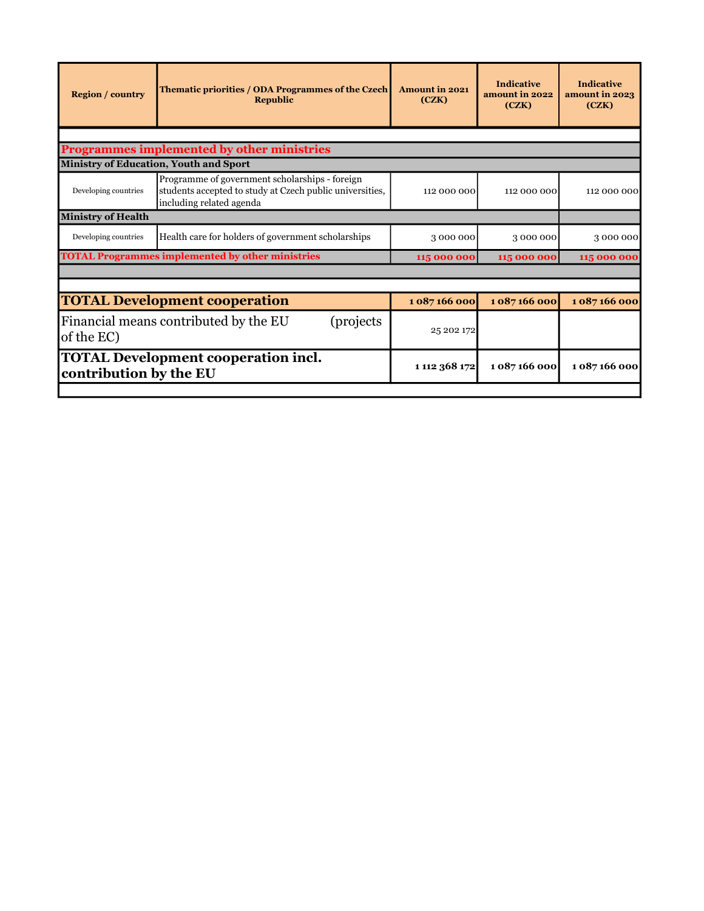| Region / country | Thematic priorities / ODA Programmes of the Czech Republic | Amount in 2021 (CZK) | Indicative amount in 2022 (CZK) | Indicative amount in 2023 (CZK) |
|---|---|---|---|---|
| | | | | |
| **Programmes implemented by other ministries** | | | | |
| **Ministry of Education, Youth and Sport** | | | | |
| Developing countries | Programme of government scholarships - foreign students accepted to study at Czech public universities, including related agenda | 112 000 000 | 112 000 000 | 112 000 000 |
| **Ministry of Health** | | | | |
| Developing countries | Health care for holders of government scholarships | 3 000 000 | 3 000 000 | 3 000 000 |
| **TOTAL Programmes implemented by other ministries** | | **115 000 000** | **115 000 000** | **115 000 000** |
| | | | | |
| | | | | |
| **TOTAL Development cooperation** | | **1 087 166 000** | **1 087 166 000** | **1 087 166 000** |
| Financial means contributed by the EU (projects of the EC) | | 25 202 172 | | |
| **TOTAL Development cooperation incl. contribution by the EU** | | **1 112 368 172** | **1 087 166 000** | **1 087 166 000** |